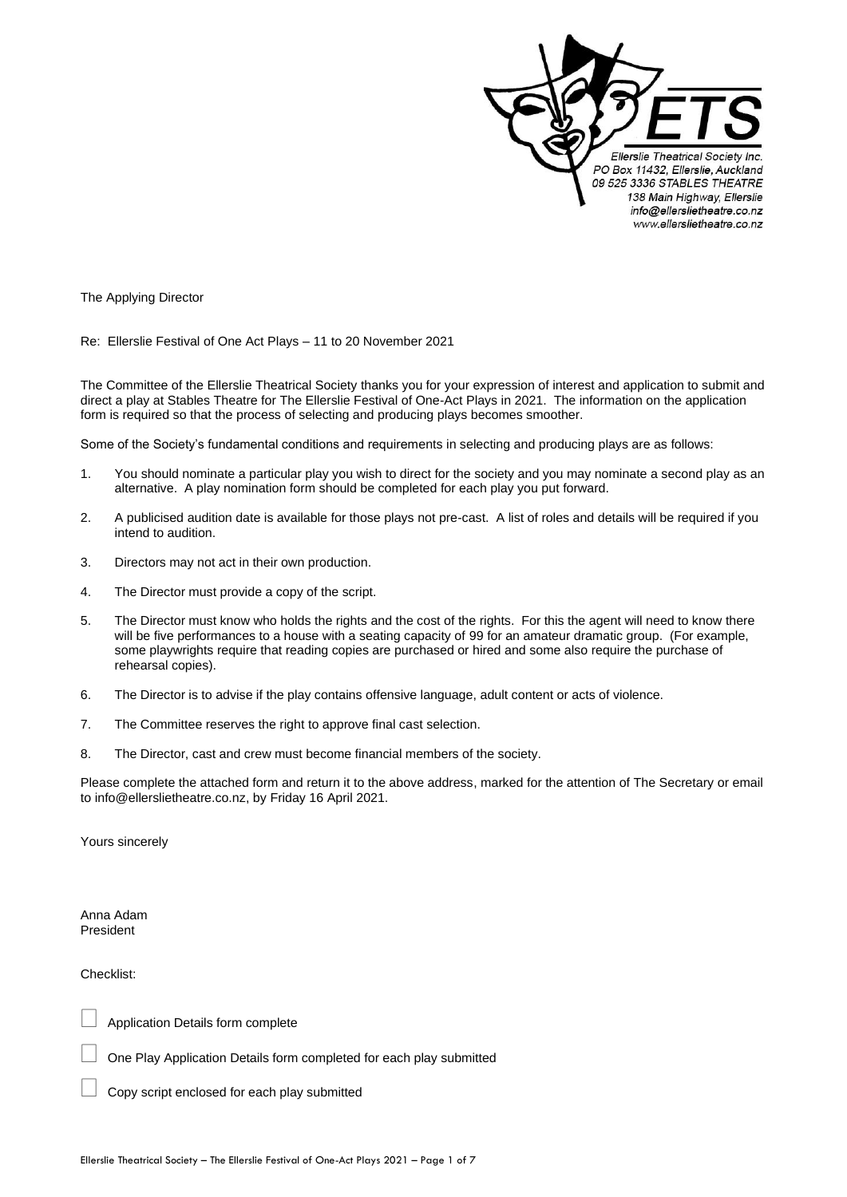Ellerslie Theatrical Society Inc.
PO Box 11432, Ellerslie, Auckland
09 525 3336 STABLES THEATRE
138 Main Highway, Ellerslie
info@ellerslietheatre.co.nz
www.ellerslietheatre.co.nz

The Applying Director

Re: Ellerslie Festival of One Act Plays – 11 to 20 November 2021

The Committee of the Ellerslie Theatrical Society thanks you for your expression of interest and application to submit and direct a play at Stables Theatre for The Ellerslie Festival of One-Act Plays in 2021. The information on the application form is required so that the process of selecting and producing plays becomes smoother.

Some of the Society's fundamental conditions and requirements in selecting and producing plays are as follows:

1. You should nominate a particular play you wish to direct for the society and you may nominate a second play as an alternative. A play nomination form should be completed for each play you put forward.
2. A publicised audition date is available for those plays not pre-cast. A list of roles and details will be required if you intend to audition.
3. Directors may not act in their own production.
4. The Director must provide a copy of the script.
5. The Director must know who holds the rights and the cost of the rights. For this the agent will need to know there will be five performances to a house with a seating capacity of 99 for an amateur dramatic group. (For example, some playwrights require that reading copies are purchased or hired and some also require the purchase of rehearsal copies).
6. The Director is to advise if the play contains offensive language, adult content or acts of violence.
7. The Committee reserves the right to approve final cast selection.
8. The Director, cast and crew must become financial members of the society.

Please complete the attached form and return it to the above address, marked for the attention of The Secretary or email to info@ellerslietheatre.co.nz, by Friday 16 April 2021.

Yours sincerely

Anna Adam
President

Checklist:

☐ Application Details form complete

☐ One Play Application Details form completed for each play submitted

☐ Copy script enclosed for each play submitted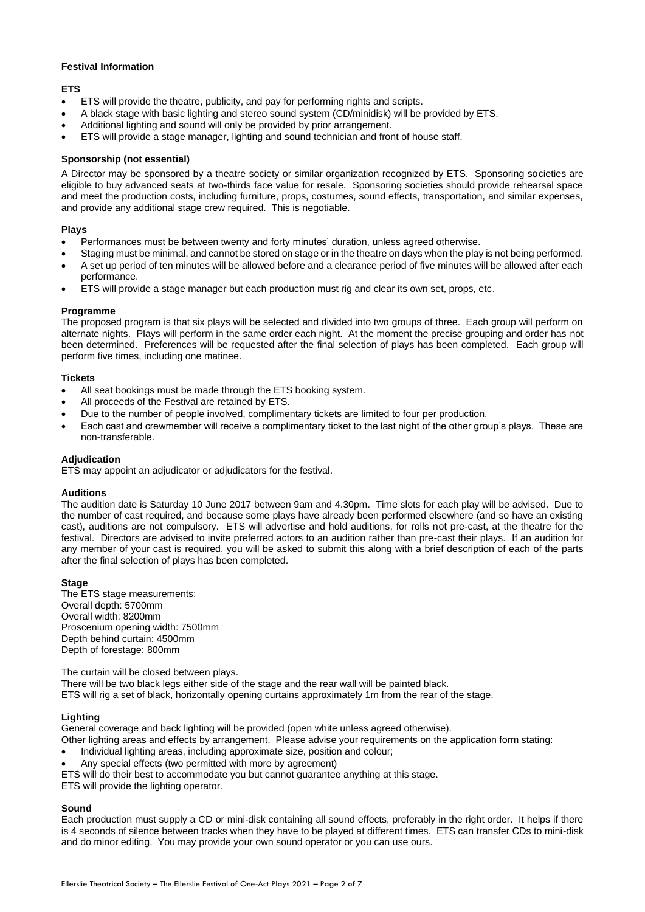## Festival Information

### ETS

- ETS will provide the theatre, publicity, and pay for performing rights and scripts.
- A black stage with basic lighting and stereo sound system (CD/minidisk) will be provided by ETS.
- Additional lighting and sound will only be provided by prior arrangement.
- ETS will provide a stage manager, lighting and sound technician and front of house staff.

### Sponsorship (not essential)

A Director may be sponsored by a theatre society or similar organization recognized by ETS. Sponsoring societies are eligible to buy advanced seats at two-thirds face value for resale. Sponsoring societies should provide rehearsal space and meet the production costs, including furniture, props, costumes, sound effects, transportation, and similar expenses, and provide any additional stage crew required. This is negotiable.

### Plays

- Performances must be between twenty and forty minutes' duration, unless agreed otherwise.
- Staging must be minimal, and cannot be stored on stage or in the theatre on days when the play is not being performed.
- A set up period of ten minutes will be allowed before and a clearance period of five minutes will be allowed after each performance.
- ETS will provide a stage manager but each production must rig and clear its own set, props, etc.

### Programme

The proposed program is that six plays will be selected and divided into two groups of three. Each group will perform on alternate nights. Plays will perform in the same order each night. At the moment the precise grouping and order has not been determined. Preferences will be requested after the final selection of plays has been completed. Each group will perform five times, including one matinee.

### Tickets

- All seat bookings must be made through the ETS booking system.
- All proceeds of the Festival are retained by ETS.
- Due to the number of people involved, complimentary tickets are limited to four per production.
- Each cast and crewmember will receive a complimentary ticket to the last night of the other group's plays. These are non-transferable.

### Adjudication

ETS may appoint an adjudicator or adjudicators for the festival.

### Auditions

The audition date is Saturday 10 June 2017 between 9am and 4.30pm. Time slots for each play will be advised. Due to the number of cast required, and because some plays have already been performed elsewhere (and so have an existing cast), auditions are not compulsory. ETS will advertise and hold auditions, for rolls not pre-cast, at the theatre for the festival. Directors are advised to invite preferred actors to an audition rather than pre-cast their plays. If an audition for any member of your cast is required, you will be asked to submit this along with a brief description of each of the parts after the final selection of plays has been completed.

### Stage

The ETS stage measurements:
Overall depth: 5700mm
Overall width: 8200mm
Proscenium opening width: 7500mm
Depth behind curtain: 4500mm
Depth of forestage: 800mm

The curtain will be closed between plays.
There will be two black legs either side of the stage and the rear wall will be painted black.
ETS will rig a set of black, horizontally opening curtains approximately 1m from the rear of the stage.

### Lighting

General coverage and back lighting will be provided (open white unless agreed otherwise).
Other lighting areas and effects by arrangement. Please advise your requirements on the application form stating:

- Individual lighting areas, including approximate size, position and colour;
- Any special effects (two permitted with more by agreement)

ETS will do their best to accommodate you but cannot guarantee anything at this stage.
ETS will provide the lighting operator.

### Sound

Each production must supply a CD or mini-disk containing all sound effects, preferably in the right order. It helps if there is 4 seconds of silence between tracks when they have to be played at different times. ETS can transfer CDs to mini-disk and do minor editing. You may provide your own sound operator or you can use ours.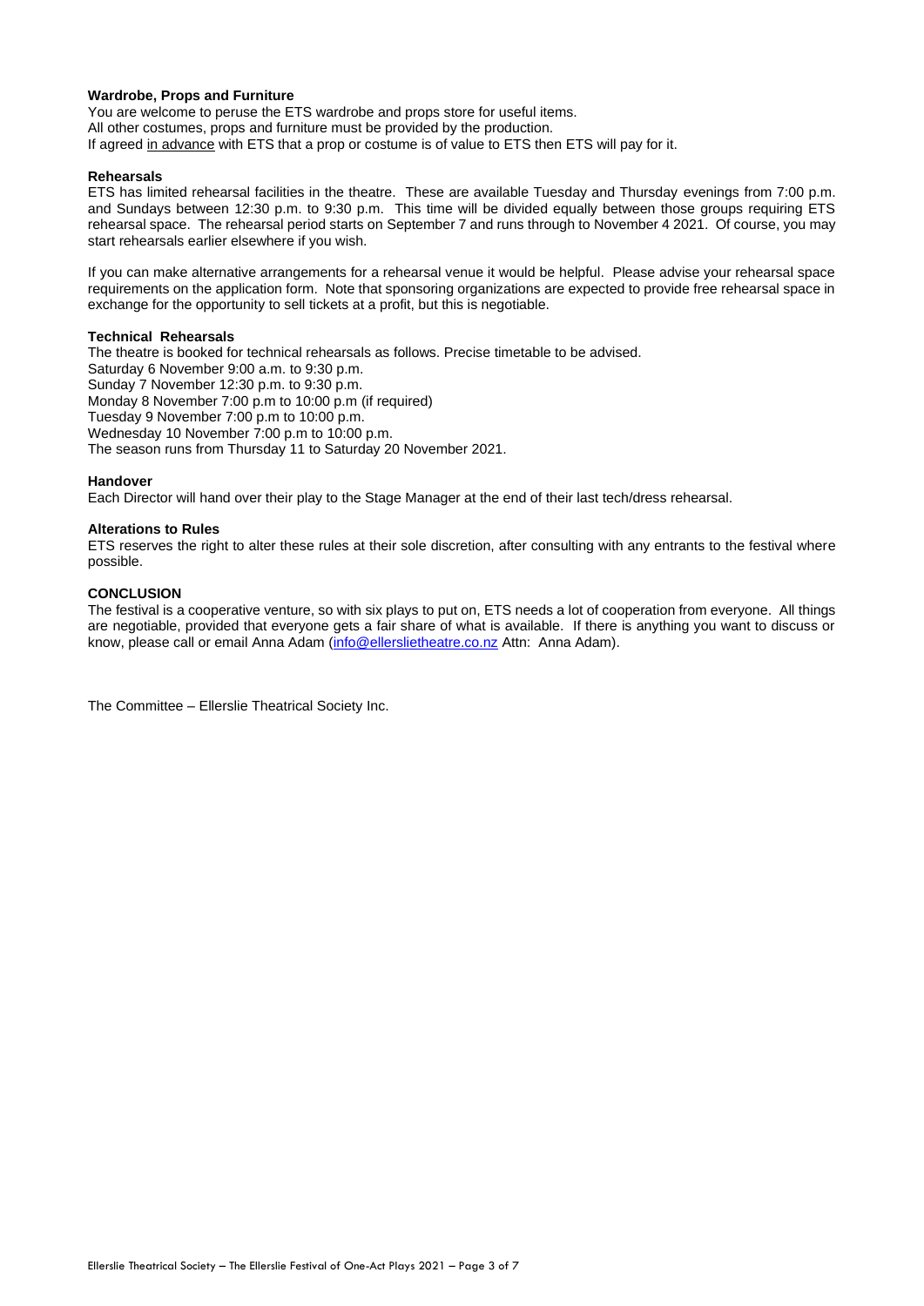**Wardrobe, Props and Furniture**

You are welcome to peruse the ETS wardrobe and props store for useful items.
All other costumes, props and furniture must be provided by the production.
If agreed in advance with ETS that a prop or costume is of value to ETS then ETS will pay for it.

**Rehearsals**

ETS has limited rehearsal facilities in the theatre. These are available Tuesday and Thursday evenings from 7:00 p.m. and Sundays between 12:30 p.m. to 9:30 p.m. This time will be divided equally between those groups requiring ETS rehearsal space. The rehearsal period starts on September 7 and runs through to November 4 2021. Of course, you may start rehearsals earlier elsewhere if you wish.

If you can make alternative arrangements for a rehearsal venue it would be helpful. Please advise your rehearsal space requirements on the application form. Note that sponsoring organizations are expected to provide free rehearsal space in exchange for the opportunity to sell tickets at a profit, but this is negotiable.

**Technical Rehearsals**

The theatre is booked for technical rehearsals as follows. Precise timetable to be advised.
Saturday 6 November 9:00 a.m. to 9:30 p.m.
Sunday 7 November 12:30 p.m. to 9:30 p.m.
Monday 8 November 7:00 p.m to 10:00 p.m (if required)
Tuesday 9 November 7:00 p.m to 10:00 p.m.
Wednesday 10 November 7:00 p.m to 10:00 p.m.
The season runs from Thursday 11 to Saturday 20 November 2021.

**Handover**

Each Director will hand over their play to the Stage Manager at the end of their last tech/dress rehearsal.

**Alterations to Rules**

ETS reserves the right to alter these rules at their sole discretion, after consulting with any entrants to the festival where possible.

**CONCLUSION**

The festival is a cooperative venture, so with six plays to put on, ETS needs a lot of cooperation from everyone. All things are negotiable, provided that everyone gets a fair share of what is available. If there is anything you want to discuss or know, please call or email Anna Adam (info@ellerslietheatre.co.nz Attn: Anna Adam).

The Committee – Ellerslie Theatrical Society Inc.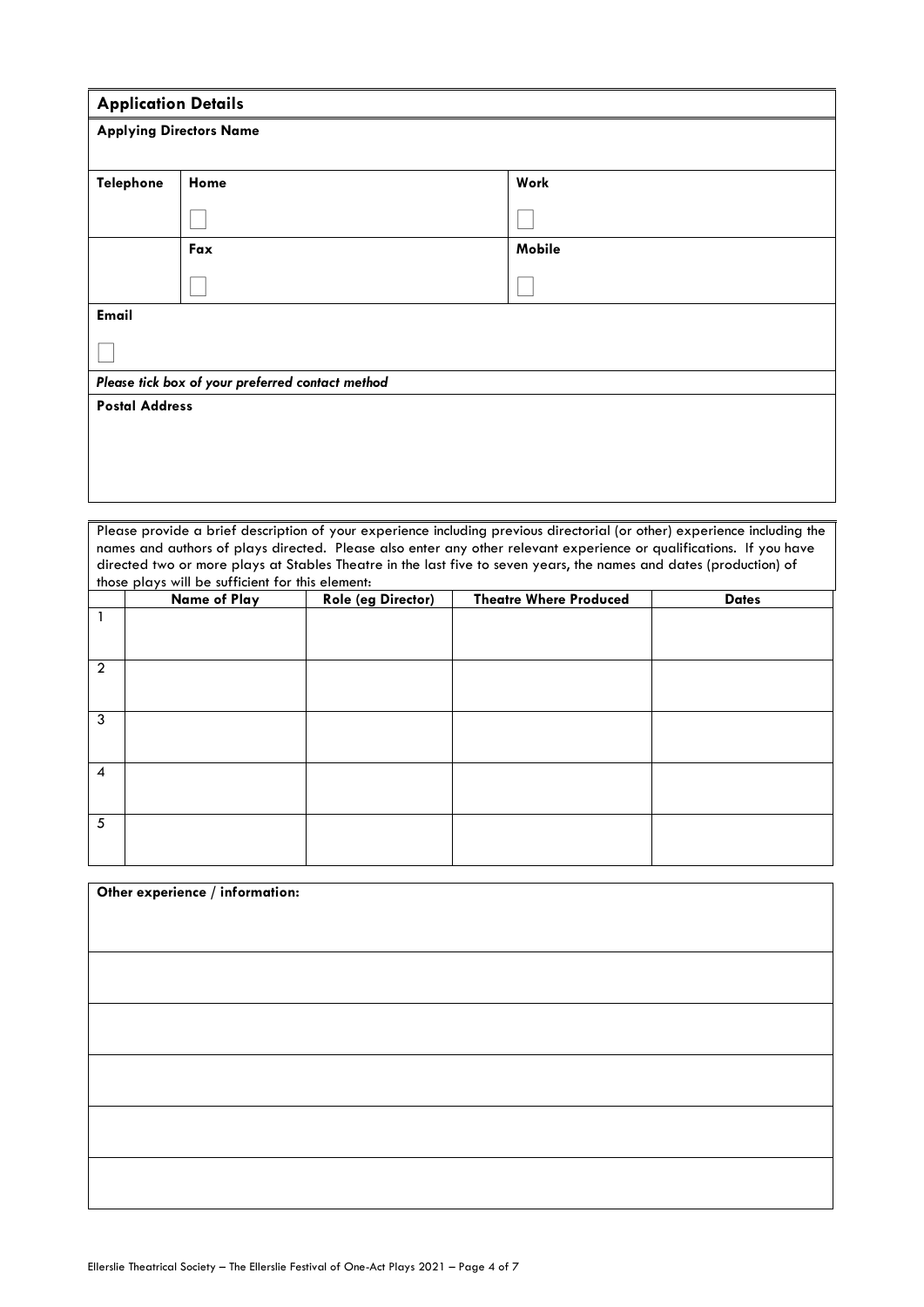## Application Details

**Applying Directors Name**

| **Telephone** | **Home** | **Work** |
|---|---|---|
| | ☐ | ☐ |
| | **Fax** | **Mobile** |
| | ☐ | ☐ |

**Email**

☐

***Please tick box of your preferred contact method***

**Postal Address**

Please provide a brief description of your experience including previous directorial (or other) experience including the names and authors of plays directed. Please also enter any other relevant experience or qualifications. If you have directed two or more plays at Stables Theatre in the last five to seven years, the names and dates (production) of those plays will be sufficient for this element:

| | Name of Play | Role (eg Director) | Theatre Where Produced | Dates |
|---|---|---|---|---|
| 1 | | | | |
| 2 | | | | |
| 3 | | | | |
| 4 | | | | |
| 5 | | | | |

**Other experience / information:**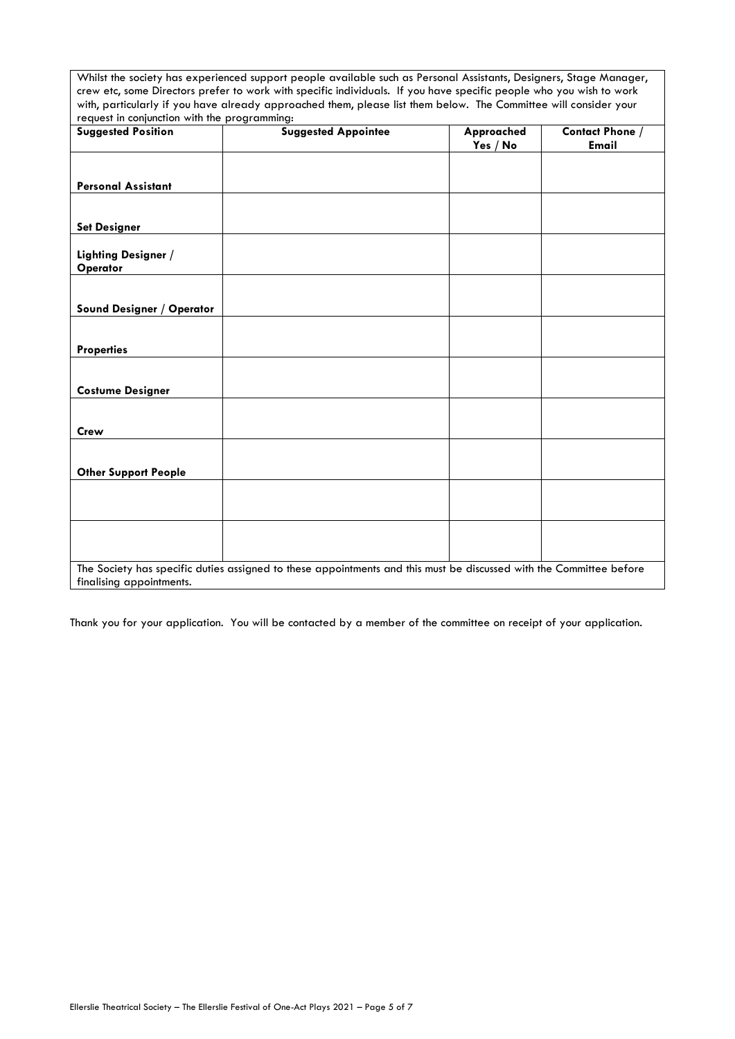Whilst the society has experienced support people available such as Personal Assistants, Designers, Stage Manager, crew etc, some Directors prefer to work with specific individuals. If you have specific people who you wish to work with, particularly if you have already approached them, please list them below. The Committee will consider your request in conjunction with the programming:

| **Suggested Position** | **Suggested Appointee** | **Approached Yes / No** | **Contact Phone / Email** |
|---|---|---|---|
| **Personal Assistant** | | | |
| **Set Designer** | | | |
| **Lighting Designer / Operator** | | | |
| **Sound Designer / Operator** | | | |
| **Properties** | | | |
| **Costume Designer** | | | |
| **Crew** | | | |
| **Other Support People** | | | |
| | | | |
| | | | |

The Society has specific duties assigned to these appointments and this must be discussed with the Committee before finalising appointments.

Thank you for your application. You will be contacted by a member of the committee on receipt of your application.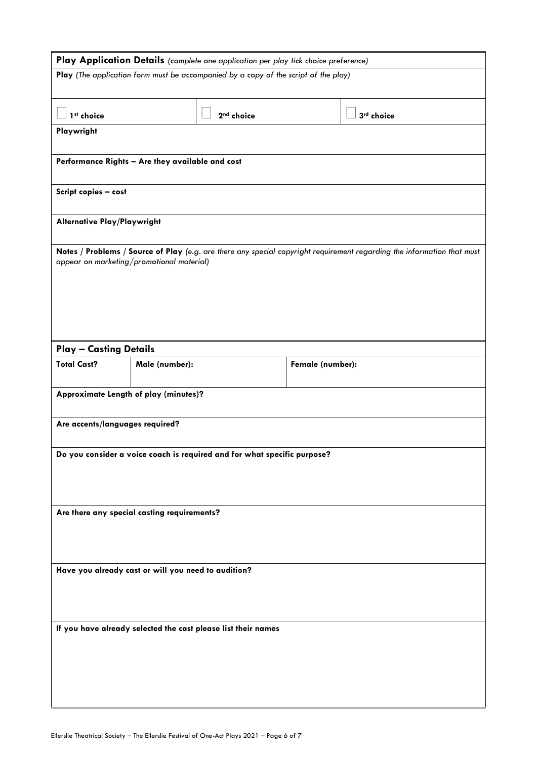## **Play Application Details** *(complete one application per play tick choice preference)*

**Play** *(The application form must be accompanied by a copy of the script of the play)*

☐ 1st choice ☐ 2nd choice ☐ 3rd choice

**Playwright**

**Performance Rights – Are they available and cost**

**Script copies – cost**

**Alternative Play/Playwright**

**Notes / Problems / Source of Play** *(e.g. are there any special copyright requirement regarding the information that must appear on marketing/promotional material)*

## **Play – Casting Details**

| **Total Cast?** | **Male (number):** | **Female (number):** |
|---|---|---|
| | | |

**Approximate Length of play (minutes)?**

**Are accents/languages required?**

**Do you consider a voice coach is required and for what specific purpose?**

**Are there any special casting requirements?**

**Have you already cast or will you need to audition?**

**If you have already selected the cast please list their names**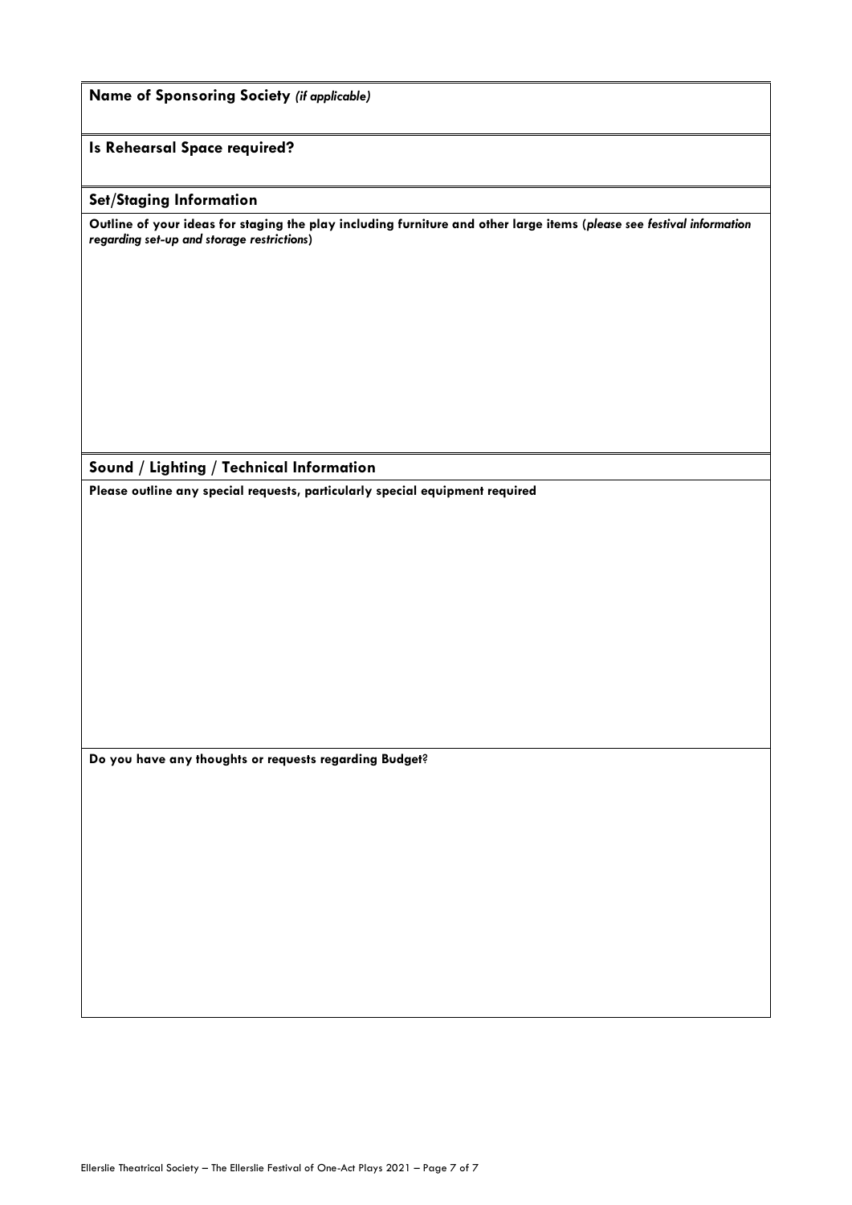**Name of Sponsoring Society** *(if applicable)*

**Is Rehearsal Space required?**

**Set/Staging Information**

**Outline of your ideas for staging the play including furniture and other large items (*please see festival information regarding set-up and storage restrictions*)**

**Sound / Lighting / Technical Information**

**Please outline any special requests, particularly special equipment required**

**Do you have any thoughts or requests regarding Budget**?